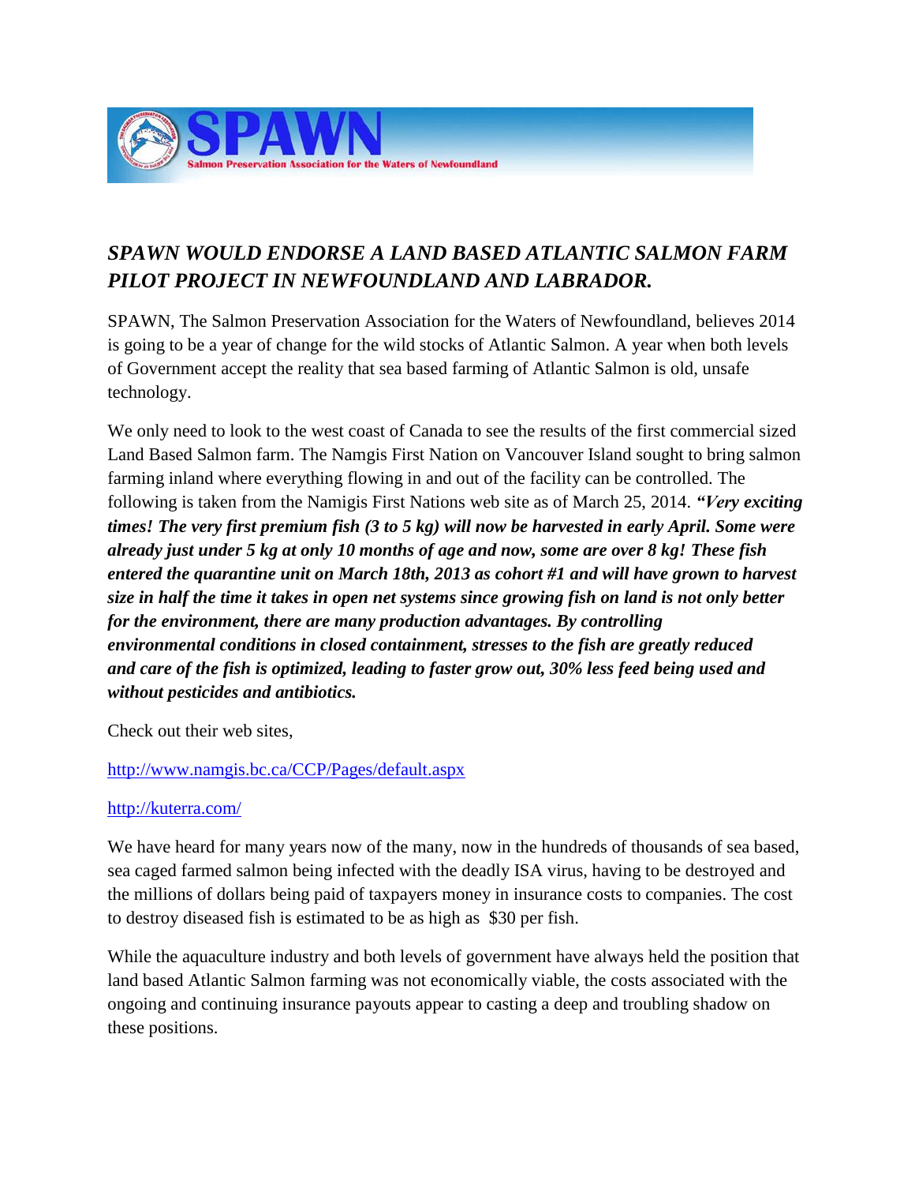**SPAWN**

**Salmon Preservation Association for the Waters of Newfoundland**

# *SPAWN WOULD ENDORSE A LAND BASED ATLANTIC SALMON FARM PILOT PROJECT IN NEWFOUNDLAND AND LABRADOR.*

SPAWN, The Salmon Preservation Association for the Waters of Newfoundland, believes 2014 is going to be a year of change for the wild stocks of Atlantic Salmon. A year when both levels of Government accept the reality that sea based farming of Atlantic Salmon is old, unsafe technology.

We only need to look to the west coast of Canada to see the results of the first commercial sized Land Based Salmon farm. The Namgis First Nation on Vancouver Island sought to bring salmon farming inland where everything flowing in and out of the facility can be controlled. The following is taken from the Namigis First Nations web site as of March 25, 2014. ***"Very exciting times! The very first premium fish (3 to 5 kg) will now be harvested in early April. Some were already just under 5 kg at only 10 months of age and now, some are over 8 kg! These fish entered the quarantine unit on March 18th, 2013 as cohort #1 and will have grown to harvest size in half the time it takes in open net systems since growing fish on land is not only better for the environment, there are many production advantages. By controlling environmental conditions in closed containment, stresses to the fish are greatly reduced and care of the fish is optimized, leading to faster grow out, 30% less feed being used and without pesticides and antibiotics.***

Check out their web sites,

[http://www.namgis.bc.ca/CCP/Pages/default.aspx](http://www.namgis.bc.ca/CCP/Pages/default.aspx)

[http://kuterra.com/](http://kuterra.com/)

We have heard for many years now of the many, now in the hundreds of thousands of sea based, sea caged farmed salmon being infected with the deadly ISA virus, having to be destroyed and the millions of dollars being paid of taxpayers money in insurance costs to companies. The cost to destroy diseased fish is estimated to be as high as $30 per fish.

While the aquaculture industry and both levels of government have always held the position that land based Atlantic Salmon farming was not economically viable, the costs associated with the ongoing and continuing insurance payouts appear to casting a deep and troubling shadow on these positions.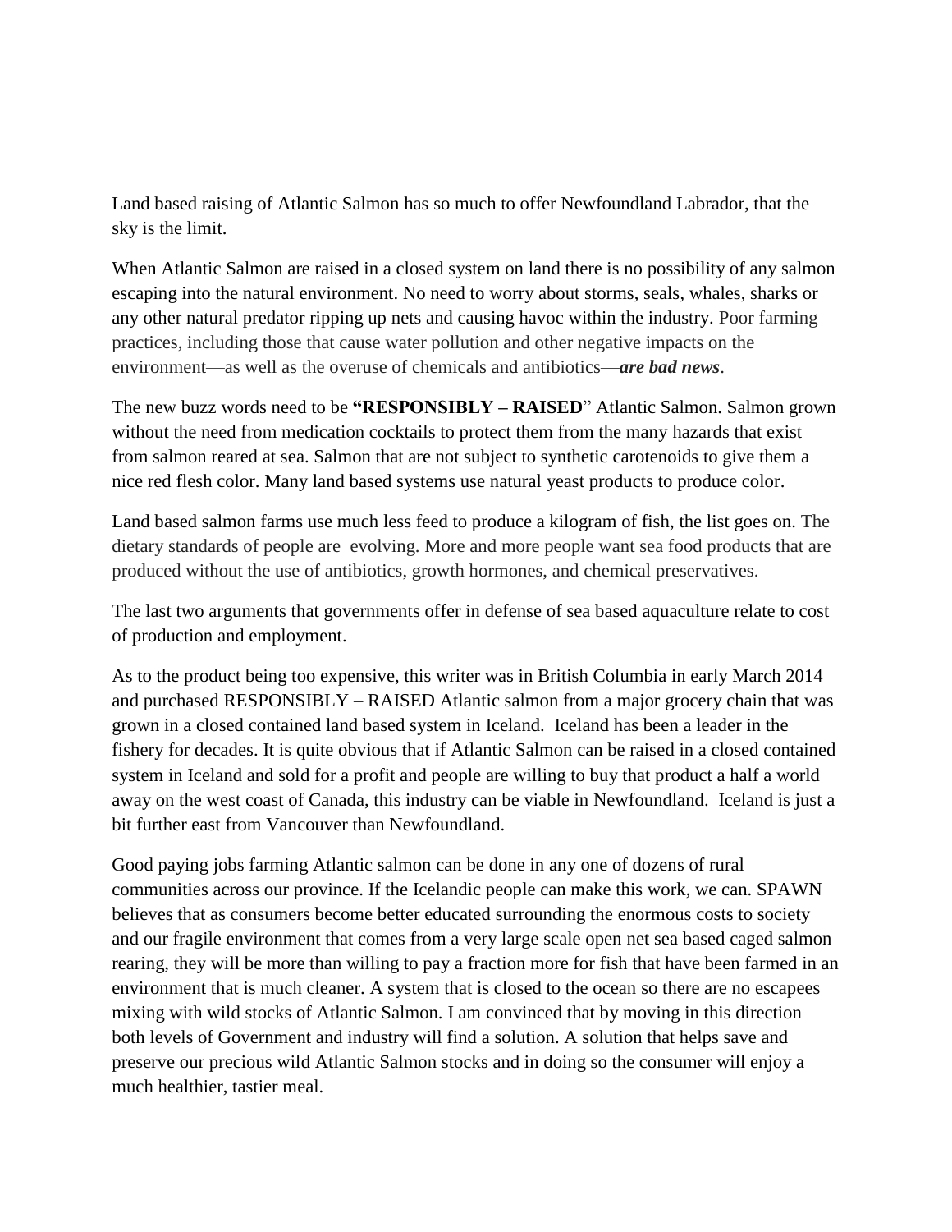Land based raising of Atlantic Salmon has so much to offer Newfoundland Labrador, that the sky is the limit.

When Atlantic Salmon are raised in a closed system on land there is no possibility of any salmon escaping into the natural environment. No need to worry about storms, seals, whales, sharks or any other natural predator ripping up nets and causing havoc within the industry. Poor farming practices, including those that cause water pollution and other negative impacts on the environment—as well as the overuse of chemicals and antibiotics—***are bad news***.

The new buzz words need to be **"RESPONSIBLY – RAISED**" Atlantic Salmon. Salmon grown without the need from medication cocktails to protect them from the many hazards that exist from salmon reared at sea. Salmon that are not subject to synthetic carotenoids to give them a nice red flesh color. Many land based systems use natural yeast products to produce color.

Land based salmon farms use much less feed to produce a kilogram of fish, the list goes on. The dietary standards of people are evolving. More and more people want sea food products that are produced without the use of antibiotics, growth hormones, and chemical preservatives.

The last two arguments that governments offer in defense of sea based aquaculture relate to cost of production and employment.

As to the product being too expensive, this writer was in British Columbia in early March 2014 and purchased RESPONSIBLY – RAISED Atlantic salmon from a major grocery chain that was grown in a closed contained land based system in Iceland. Iceland has been a leader in the fishery for decades. It is quite obvious that if Atlantic Salmon can be raised in a closed contained system in Iceland and sold for a profit and people are willing to buy that product a half a world away on the west coast of Canada, this industry can be viable in Newfoundland. Iceland is just a bit further east from Vancouver than Newfoundland.

Good paying jobs farming Atlantic salmon can be done in any one of dozens of rural communities across our province. If the Icelandic people can make this work, we can. SPAWN believes that as consumers become better educated surrounding the enormous costs to society and our fragile environment that comes from a very large scale open net sea based caged salmon rearing, they will be more than willing to pay a fraction more for fish that have been farmed in an environment that is much cleaner. A system that is closed to the ocean so there are no escapees mixing with wild stocks of Atlantic Salmon. I am convinced that by moving in this direction both levels of Government and industry will find a solution. A solution that helps save and preserve our precious wild Atlantic Salmon stocks and in doing so the consumer will enjoy a much healthier, tastier meal.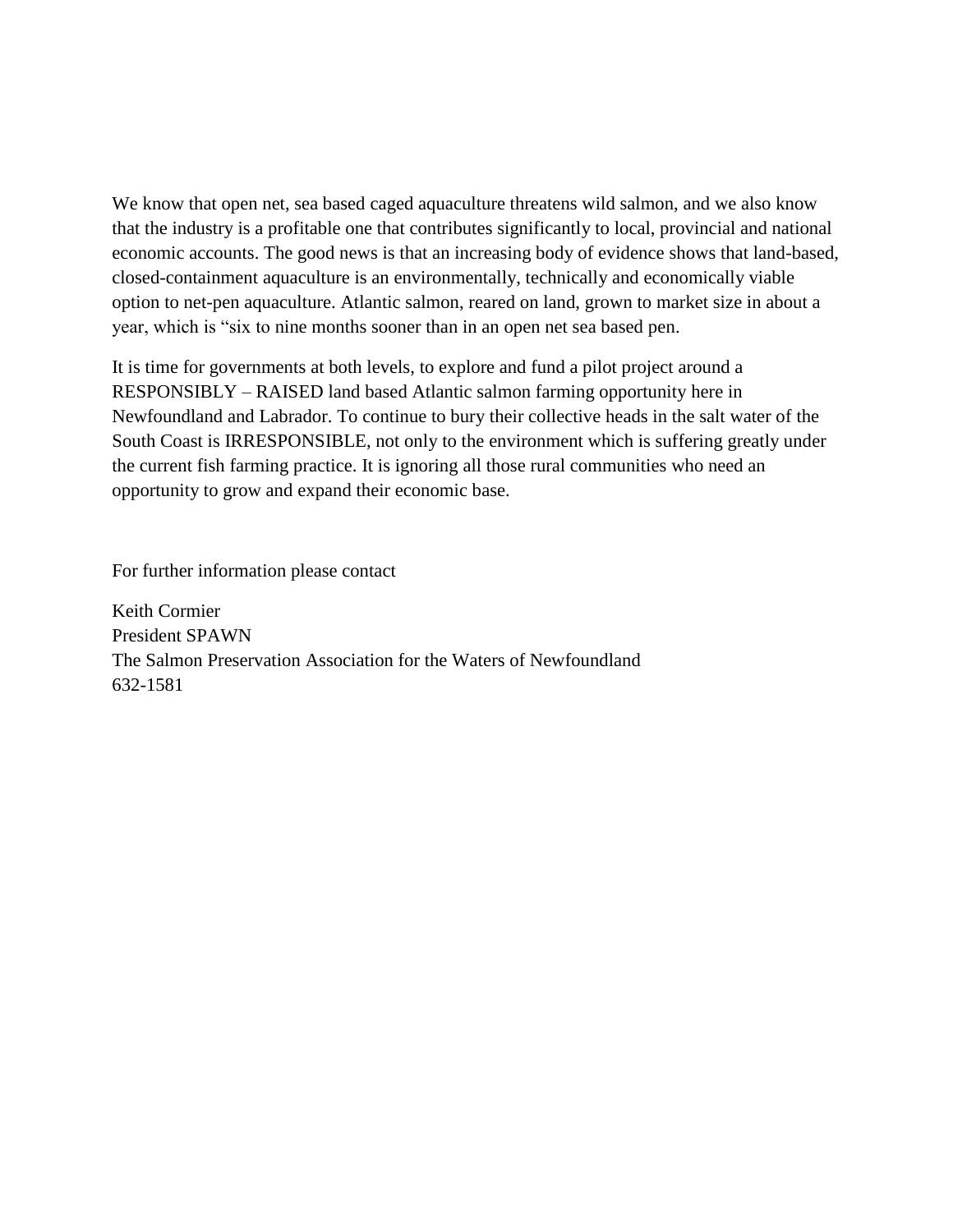We know that open net, sea based caged aquaculture threatens wild salmon, and we also know that the industry is a profitable one that contributes significantly to local, provincial and national economic accounts. The good news is that an increasing body of evidence shows that land-based, closed-containment aquaculture is an environmentally, technically and economically viable option to net-pen aquaculture. Atlantic salmon, reared on land, grown to market size in about a year, which is "six to nine months sooner than in an open net sea based pen.

It is time for governments at both levels, to explore and fund a pilot project around a RESPONSIBLY – RAISED land based Atlantic salmon farming opportunity here in Newfoundland and Labrador. To continue to bury their collective heads in the salt water of the South Coast is IRRESPONSIBLE, not only to the environment which is suffering greatly under the current fish farming practice. It is ignoring all those rural communities who need an opportunity to grow and expand their economic base.

For further information please contact

Keith Cormier
President SPAWN
The Salmon Preservation Association for the Waters of Newfoundland
632-1581